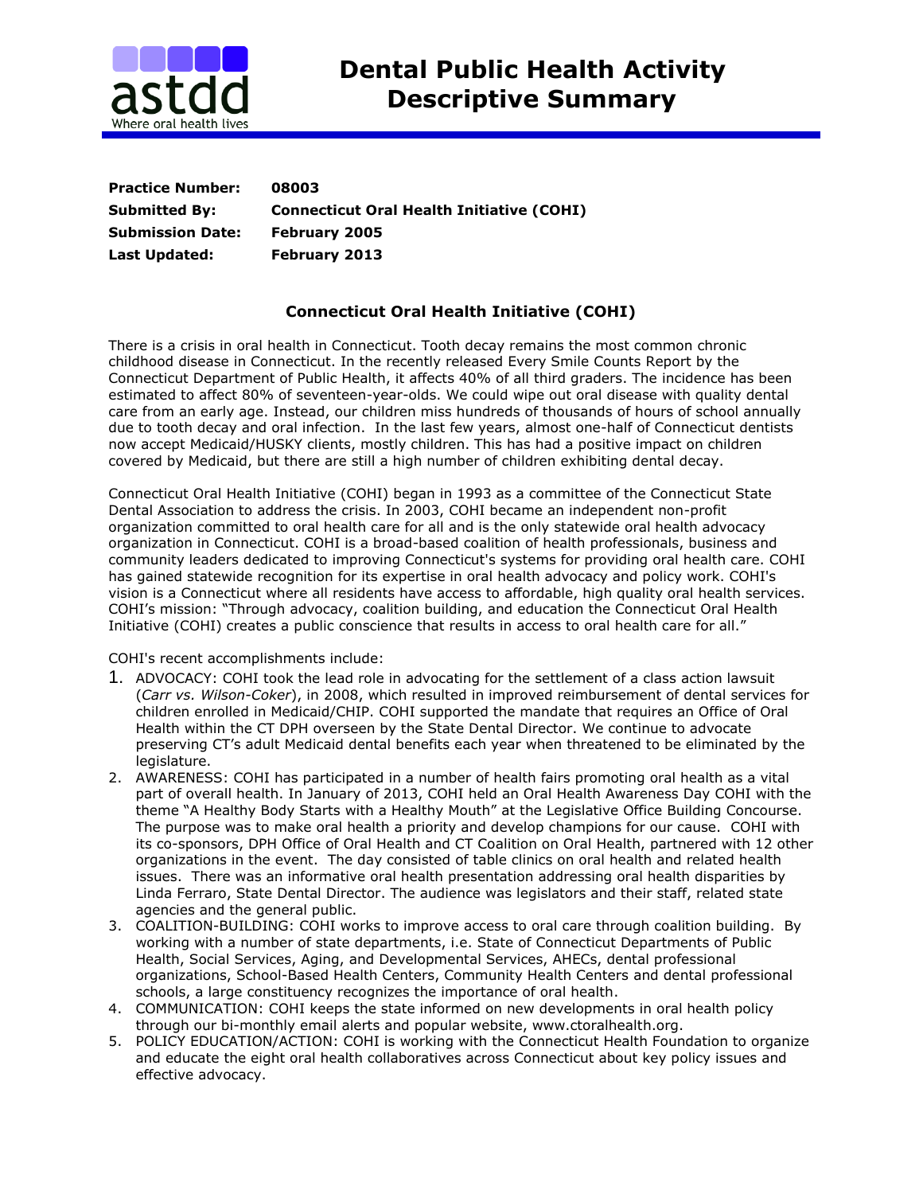# Dental Public Health Activity Descriptive Summary

**Practice Number:** 08003
**Submitted By:** Connecticut Oral Health Initiative (COHI)
**Submission Date:** February 2005
**Last Updated:** February 2013

## Connecticut Oral Health Initiative (COHI)

There is a crisis in oral health in Connecticut. Tooth decay remains the most common chronic childhood disease in Connecticut. In the recently released Every Smile Counts Report by the Connecticut Department of Public Health, it affects 40% of all third graders. The incidence has been estimated to affect 80% of seventeen-year-olds. We could wipe out oral disease with quality dental care from an early age. Instead, our children miss hundreds of thousands of hours of school annually due to tooth decay and oral infection. In the last few years, almost one-half of Connecticut dentists now accept Medicaid/HUSKY clients, mostly children. This has had a positive impact on children covered by Medicaid, but there are still a high number of children exhibiting dental decay.

Connecticut Oral Health Initiative (COHI) began in 1993 as a committee of the Connecticut State Dental Association to address the crisis. In 2003, COHI became an independent non-profit organization committed to oral health care for all and is the only statewide oral health advocacy organization in Connecticut. COHI is a broad-based coalition of health professionals, business and community leaders dedicated to improving Connecticut's systems for providing oral health care. COHI has gained statewide recognition for its expertise in oral health advocacy and policy work. COHI's vision is a Connecticut where all residents have access to affordable, high quality oral health services. COHI's mission: "Through advocacy, coalition building, and education the Connecticut Oral Health Initiative (COHI) creates a public conscience that results in access to oral health care for all."

COHI's recent accomplishments include:

1. ADVOCACY: COHI took the lead role in advocating for the settlement of a class action lawsuit (*Carr vs. Wilson-Coker*), in 2008, which resulted in improved reimbursement of dental services for children enrolled in Medicaid/CHIP. COHI supported the mandate that requires an Office of Oral Health within the CT DPH overseen by the State Dental Director. We continue to advocate preserving CT's adult Medicaid dental benefits each year when threatened to be eliminated by the legislature.
2. AWARENESS: COHI has participated in a number of health fairs promoting oral health as a vital part of overall health. In January of 2013, COHI held an Oral Health Awareness Day COHI with the theme "A Healthy Body Starts with a Healthy Mouth" at the Legislative Office Building Concourse. The purpose was to make oral health a priority and develop champions for our cause. COHI with its co-sponsors, DPH Office of Oral Health and CT Coalition on Oral Health, partnered with 12 other organizations in the event. The day consisted of table clinics on oral health and related health issues. There was an informative oral health presentation addressing oral health disparities by Linda Ferraro, State Dental Director. The audience was legislators and their staff, related state agencies and the general public.
3. COALITION-BUILDING: COHI works to improve access to oral care through coalition building. By working with a number of state departments, i.e. State of Connecticut Departments of Public Health, Social Services, Aging, and Developmental Services, AHECs, dental professional organizations, School-Based Health Centers, Community Health Centers and dental professional schools, a large constituency recognizes the importance of oral health.
4. COMMUNICATION: COHI keeps the state informed on new developments in oral health policy through our bi-monthly email alerts and popular website, www.ctoralhealth.org.
5. POLICY EDUCATION/ACTION: COHI is working with the Connecticut Health Foundation to organize and educate the eight oral health collaboratives across Connecticut about key policy issues and effective advocacy.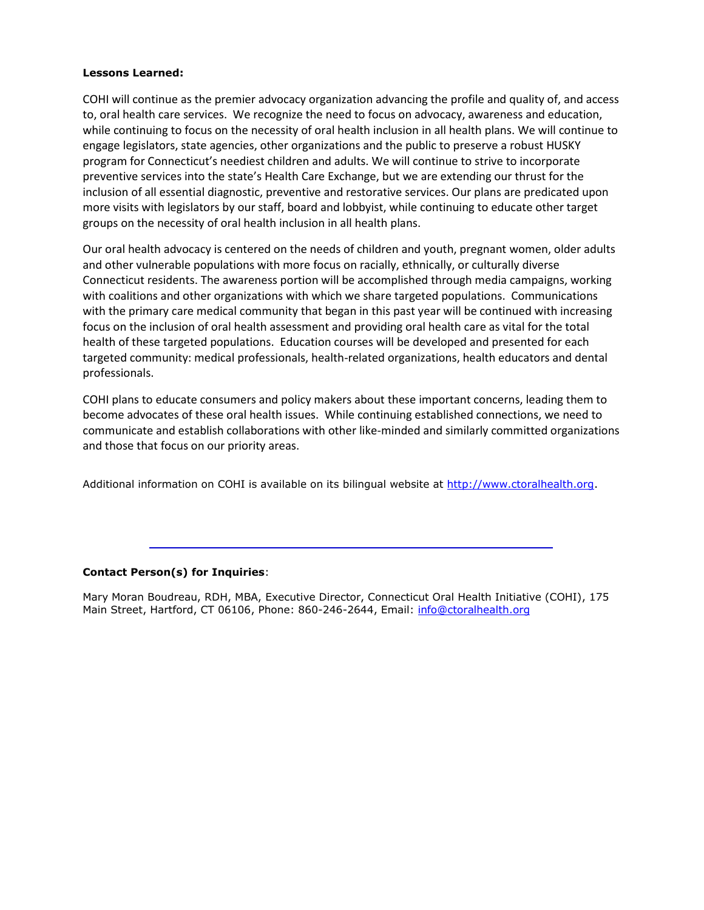**Lessons Learned:**

COHI will continue as the premier advocacy organization advancing the profile and quality of, and access to, oral health care services. We recognize the need to focus on advocacy, awareness and education, while continuing to focus on the necessity of oral health inclusion in all health plans. We will continue to engage legislators, state agencies, other organizations and the public to preserve a robust HUSKY program for Connecticut's neediest children and adults. We will continue to strive to incorporate preventive services into the state's Health Care Exchange, but we are extending our thrust for the inclusion of all essential diagnostic, preventive and restorative services. Our plans are predicated upon more visits with legislators by our staff, board and lobbyist, while continuing to educate other target groups on the necessity of oral health inclusion in all health plans.

Our oral health advocacy is centered on the needs of children and youth, pregnant women, older adults and other vulnerable populations with more focus on racially, ethnically, or culturally diverse Connecticut residents. The awareness portion will be accomplished through media campaigns, working with coalitions and other organizations with which we share targeted populations. Communications with the primary care medical community that began in this past year will be continued with increasing focus on the inclusion of oral health assessment and providing oral health care as vital for the total health of these targeted populations. Education courses will be developed and presented for each targeted community: medical professionals, health-related organizations, health educators and dental professionals.

COHI plans to educate consumers and policy makers about these important concerns, leading them to become advocates of these oral health issues. While continuing established connections, we need to communicate and establish collaborations with other like-minded and similarly committed organizations and those that focus on our priority areas.

Additional information on COHI is available on its bilingual website at http://www.ctoralhealth.org.

---

**Contact Person(s) for Inquiries**:

Mary Moran Boudreau, RDH, MBA, Executive Director, Connecticut Oral Health Initiative (COHI), 175 Main Street, Hartford, CT 06106, Phone: 860-246-2644, Email: info@ctoralhealth.org